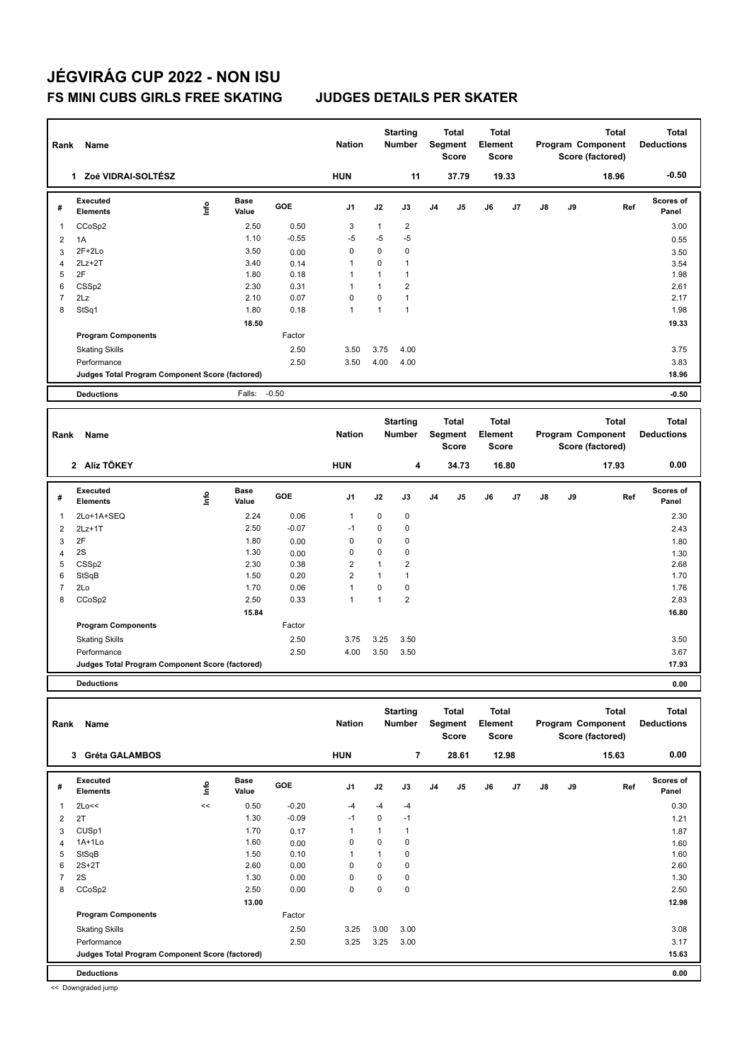# JÉGVIRÁG CUP 2022 - NON ISU

## FS MINI CUBS GIRLS FREE SKATING JUDGES DETAILS PER SKATER

| Rank | Name | Nation | Starting Number | Total Segment Score | Total Element Score | Total Program Component Score (factored) | Total Deductions |
|---|---|---|---|---|---|---|---|
| 1 | Zoé VIDRAI-SOLTÉSZ | HUN | 11 | 37.79 | 19.33 | 18.96 | -0.50 |

| # | Executed Elements | Info | Base Value | GOE | J1 | J2 | J3 | J4 | J5 | J6 | J7 | J8 | J9 | Ref | Scores of Panel |
|---|---|---|---|---|---|---|---|---|---|---|---|---|---|---|---|
| 1 | CCoSp2 | | 2.50 | 0.50 | 3 | 1 | 2 | | | | | | | | 3.00 |
| 2 | 1A | | 1.10 | -0.55 | -5 | -5 | -5 | | | | | | | | 0.55 |
| 3 | 2F+2Lo | | 3.50 | 0.00 | 0 | 0 | 0 | | | | | | | | 3.50 |
| 4 | 2Lz+2T | | 3.40 | 0.14 | 1 | 0 | 1 | | | | | | | | 3.54 |
| 5 | 2F | | 1.80 | 0.18 | 1 | 1 | 1 | | | | | | | | 1.98 |
| 6 | CSSp2 | | 2.30 | 0.31 | 1 | 1 | 2 | | | | | | | | 2.61 |
| 7 | 2Lz | | 2.10 | 0.07 | 0 | 0 | 1 | | | | | | | | 2.17 |
| 8 | StSq1 | | 1.80 | 0.18 | 1 | 1 | 1 | | | | | | | | 1.98 |
| | | | 18.50 | | | | | | | | | | | | 19.33 |

| Program Components | Factor | J1 | J2 | J3 | Scores of Panel |
|---|---|---|---|---|---|
| Skating Skills | 2.50 | 3.50 | 3.75 | 4.00 | 3.75 |
| Performance | 2.50 | 3.50 | 4.00 | 4.00 | 3.83 |
| Judges Total Program Component Score (factored) | | | | | 18.96 |

| Deductions | Falls: -0.50 | -0.50 |
|---|---|---|

| Rank | Name | Nation | Starting Number | Total Segment Score | Total Element Score | Total Program Component Score (factored) | Total Deductions |
|---|---|---|---|---|---|---|---|
| 2 | Alíz TŐKEY | HUN | 4 | 34.73 | 16.80 | 17.93 | 0.00 |

| # | Executed Elements | Info | Base Value | GOE | J1 | J2 | J3 | J4 | J5 | J6 | J7 | J8 | J9 | Ref | Scores of Panel |
|---|---|---|---|---|---|---|---|---|---|---|---|---|---|---|---|
| 1 | 2Lo+1A+SEQ | | 2.24 | 0.06 | 1 | 0 | 0 | | | | | | | | 2.30 |
| 2 | 2Lz+1T | | 2.50 | -0.07 | -1 | 0 | 0 | | | | | | | | 2.43 |
| 3 | 2F | | 1.80 | 0.00 | 0 | 0 | 0 | | | | | | | | 1.80 |
| 4 | 2S | | 1.30 | 0.00 | 0 | 0 | 0 | | | | | | | | 1.30 |
| 5 | CSSp2 | | 2.30 | 0.38 | 2 | 1 | 2 | | | | | | | | 2.68 |
| 6 | StSqB | | 1.50 | 0.20 | 2 | 1 | 1 | | | | | | | | 1.70 |
| 7 | 2Lo | | 1.70 | 0.06 | 1 | 0 | 0 | | | | | | | | 1.76 |
| 8 | CCoSp2 | | 2.50 | 0.33 | 1 | 1 | 2 | | | | | | | | 2.83 |
| | | | 15.84 | | | | | | | | | | | | 16.80 |

| Program Components | Factor | J1 | J2 | J3 | Scores of Panel |
|---|---|---|---|---|---|
| Skating Skills | 2.50 | 3.75 | 3.25 | 3.50 | 3.50 |
| Performance | 2.50 | 4.00 | 3.50 | 3.50 | 3.67 |
| Judges Total Program Component Score (factored) | | | | | 17.93 |

| Deductions | | 0.00 |
|---|---|---|

| Rank | Name | Nation | Starting Number | Total Segment Score | Total Element Score | Total Program Component Score (factored) | Total Deductions |
|---|---|---|---|---|---|---|---|
| 3 | Gréta GALAMBOS | HUN | 7 | 28.61 | 12.98 | 15.63 | 0.00 |

| # | Executed Elements | Info | Base Value | GOE | J1 | J2 | J3 | J4 | J5 | J6 | J7 | J8 | J9 | Ref | Scores of Panel |
|---|---|---|---|---|---|---|---|---|---|---|---|---|---|---|---|
| 1 | 2Lo<< | << | 0.50 | -0.20 | -4 | -4 | -4 | | | | | | | | 0.30 |
| 2 | 2T | | 1.30 | -0.09 | -1 | 0 | -1 | | | | | | | | 1.21 |
| 3 | CUSp1 | | 1.70 | 0.17 | 1 | 1 | 1 | | | | | | | | 1.87 |
| 4 | 1A+1Lo | | 1.60 | 0.00 | 0 | 0 | 0 | | | | | | | | 1.60 |
| 5 | StSqB | | 1.50 | 0.10 | 1 | 1 | 0 | | | | | | | | 1.60 |
| 6 | 2S+2T | | 2.60 | 0.00 | 0 | 0 | 0 | | | | | | | | 2.60 |
| 7 | 2S | | 1.30 | 0.00 | 0 | 0 | 0 | | | | | | | | 1.30 |
| 8 | CCoSp2 | | 2.50 | 0.00 | 0 | 0 | 0 | | | | | | | | 2.50 |
| | | | 13.00 | | | | | | | | | | | | 12.98 |

| Program Components | Factor | J1 | J2 | J3 | Scores of Panel |
|---|---|---|---|---|---|
| Skating Skills | 2.50 | 3.25 | 3.00 | 3.00 | 3.08 |
| Performance | 2.50 | 3.25 | 3.25 | 3.00 | 3.17 |
| Judges Total Program Component Score (factored) | | | | | 15.63 |

| Deductions | | 0.00 |
|---|---|---|

<< Downgraded jump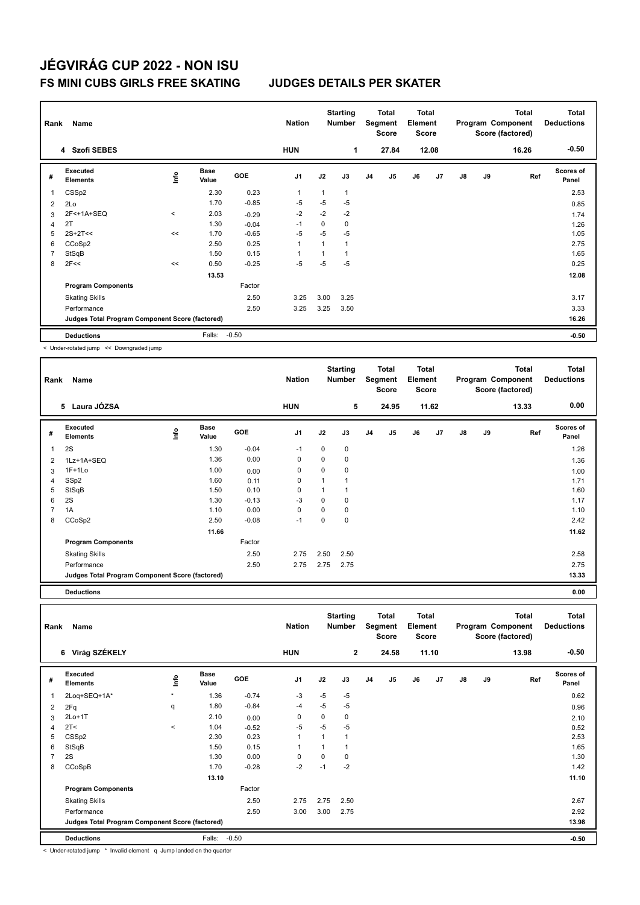# JÉGVIRÁG CUP 2022 - NON ISU

## FS MINI CUBS GIRLS FREE SKATING JUDGES DETAILS PER SKATER

| Rank | Name | Nation | Starting Number | Total Segment Score | Total Element Score | Total Program Component Score (factored) | Total Deductions |
|---|---|---|---|---|---|---|---|
| 4 | Szofi SEBES | HUN | 1 | 27.84 | 12.08 | 16.26 | -0.50 |

| # | Executed Elements | Info | Base Value | GOE | J1 | J2 | J3 | J4 | J5 | J6 | J7 | J8 | J9 | Ref | Scores of Panel |
|---|---|---|---|---|---|---|---|---|---|---|---|---|---|---|---|
| 1 | CSSp2 | | 2.30 | 0.23 | 1 | 1 | 1 | | | | | | | | 2.53 |
| 2 | 2Lo | | 1.70 | -0.85 | -5 | -5 | -5 | | | | | | | | 0.85 |
| 3 | 2F<+1A+SEQ | < | 2.03 | -0.29 | -2 | -2 | -2 | | | | | | | | 1.74 |
| 4 | 2T | | 1.30 | -0.04 | -1 | 0 | 0 | | | | | | | | 1.26 |
| 5 | 2S+2T<< | << | 1.70 | -0.65 | -5 | -5 | -5 | | | | | | | | 1.05 |
| 6 | CCoSp2 | | 2.50 | 0.25 | 1 | 1 | 1 | | | | | | | | 2.75 |
| 7 | StSqB | | 1.50 | 0.15 | 1 | 1 | 1 | | | | | | | | 1.65 |
| 8 | 2F<< | << | 0.50 | -0.25 | -5 | -5 | -5 | | | | | | | | 0.25 |
| | | | 13.53 | | | | | | | | | | | | 12.08 |
| | **Program Components** | | | Factor | | | | | | | | | | | |
| | Skating Skills | | | 2.50 | 3.25 | 3.00 | 3.25 | | | | | | | | 3.17 |
| | Performance | | | 2.50 | 3.25 | 3.25 | 3.50 | | | | | | | | 3.33 |
| | **Judges Total Program Component Score (factored)** | | | | | | | | | | | | | | 16.26 |
| | **Deductions** | | Falls: | -0.50 | | | | | | | | | | | -0.50 |

< Under-rotated jump << Downgraded jump

| Rank | Name | Nation | Starting Number | Total Segment Score | Total Element Score | Total Program Component Score (factored) | Total Deductions |
|---|---|---|---|---|---|---|---|
| 5 | Laura JÓZSA | HUN | 5 | 24.95 | 11.62 | 13.33 | 0.00 |

| # | Executed Elements | Info | Base Value | GOE | J1 | J2 | J3 | J4 | J5 | J6 | J7 | J8 | J9 | Ref | Scores of Panel |
|---|---|---|---|---|---|---|---|---|---|---|---|---|---|---|---|
| 1 | 2S | | 1.30 | -0.04 | -1 | 0 | 0 | | | | | | | | 1.26 |
| 2 | 1Lz+1A+SEQ | | 1.36 | 0.00 | 0 | 0 | 0 | | | | | | | | 1.36 |
| 3 | 1F+1Lo | | 1.00 | 0.00 | 0 | 0 | 0 | | | | | | | | 1.00 |
| 4 | SSp2 | | 1.60 | 0.11 | 0 | 1 | 1 | | | | | | | | 1.71 |
| 5 | StSqB | | 1.50 | 0.10 | 0 | 1 | 1 | | | | | | | | 1.60 |
| 6 | 2S | | 1.30 | -0.13 | -3 | 0 | 0 | | | | | | | | 1.17 |
| 7 | 1A | | 1.10 | 0.00 | 0 | 0 | 0 | | | | | | | | 1.10 |
| 8 | CCoSp2 | | 2.50 | -0.08 | -1 | 0 | 0 | | | | | | | | 2.42 |
| | | | 11.66 | | | | | | | | | | | | 11.62 |
| | **Program Components** | | | Factor | | | | | | | | | | | |
| | Skating Skills | | | 2.50 | 2.75 | 2.50 | 2.50 | | | | | | | | 2.58 |
| | Performance | | | 2.50 | 2.75 | 2.75 | 2.75 | | | | | | | | 2.75 |
| | **Judges Total Program Component Score (factored)** | | | | | | | | | | | | | | 13.33 |
| | **Deductions** | | | | | | | | | | | | | | 0.00 |

| Rank | Name | Nation | Starting Number | Total Segment Score | Total Element Score | Total Program Component Score (factored) | Total Deductions |
|---|---|---|---|---|---|---|---|
| 6 | Virág SZÉKELY | HUN | 2 | 24.58 | 11.10 | 13.98 | -0.50 |

| # | Executed Elements | Info | Base Value | GOE | J1 | J2 | J3 | J4 | J5 | J6 | J7 | J8 | J9 | Ref | Scores of Panel |
|---|---|---|---|---|---|---|---|---|---|---|---|---|---|---|---|
| 1 | 2Loq+SEQ+1A* | * | 1.36 | -0.74 | -3 | -5 | -5 | | | | | | | | 0.62 |
| 2 | 2Fq | q | 1.80 | -0.84 | -4 | -5 | -5 | | | | | | | | 0.96 |
| 3 | 2Lo+1T | | 2.10 | 0.00 | 0 | 0 | 0 | | | | | | | | 2.10 |
| 4 | 2T< | < | 1.04 | -0.52 | -5 | -5 | -5 | | | | | | | | 0.52 |
| 5 | CSSp2 | | 2.30 | 0.23 | 1 | 1 | 1 | | | | | | | | 2.53 |
| 6 | StSqB | | 1.50 | 0.15 | 1 | 1 | 1 | | | | | | | | 1.65 |
| 7 | 2S | | 1.30 | 0.00 | 0 | 0 | 0 | | | | | | | | 1.30 |
| 8 | CCoSpB | | 1.70 | -0.28 | -2 | -1 | -2 | | | | | | | | 1.42 |
| | | | 13.10 | | | | | | | | | | | | 11.10 |
| | **Program Components** | | | Factor | | | | | | | | | | | |
| | Skating Skills | | | 2.50 | 2.75 | 2.75 | 2.50 | | | | | | | | 2.67 |
| | Performance | | | 2.50 | 3.00 | 3.00 | 2.75 | | | | | | | | 2.92 |
| | **Judges Total Program Component Score (factored)** | | | | | | | | | | | | | | 13.98 |
| | **Deductions** | | Falls: | -0.50 | | | | | | | | | | | -0.50 |

< Under-rotated jump * Invalid element q Jump landed on the quarter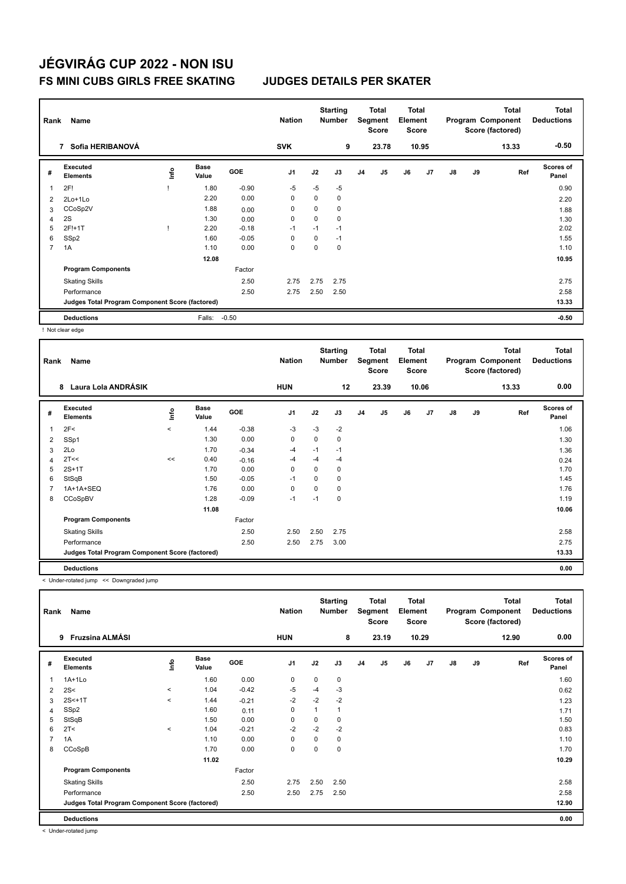# JÉGVIRÁG CUP 2022 - NON ISU

## FS MINI CUBS GIRLS FREE SKATING JUDGES DETAILS PER SKATER

| Rank | Name | Nation | Starting Number | Total Segment Score | Total Element Score | Total Program Component Score (factored) | Total Deductions |
|---|---|---|---|---|---|---|---|
| 7 | Sofia HERIBANOVÁ | SVK | 9 | 23.78 | 10.95 | 13.33 | -0.50 |

| # | Executed Elements | Info | Base Value | GOE | J1 | J2 | J3 | J4 | J5 | J6 | J7 | J8 | J9 | Ref | Scores of Panel |
|---|---|---|---|---|---|---|---|---|---|---|---|---|---|---|---|
| 1 | 2F! | ! | 1.80 | -0.90 | -5 | -5 | -5 | | | | | | | | 0.90 |
| 2 | 2Lo+1Lo | | 2.20 | 0.00 | 0 | 0 | 0 | | | | | | | | 2.20 |
| 3 | CCoSp2V | | 1.88 | 0.00 | 0 | 0 | 0 | | | | | | | | 1.88 |
| 4 | 2S | | 1.30 | 0.00 | 0 | 0 | 0 | | | | | | | | 1.30 |
| 5 | 2F!+1T | ! | 2.20 | -0.18 | -1 | -1 | -1 | | | | | | | | 2.02 |
| 6 | SSp2 | | 1.60 | -0.05 | 0 | 0 | -1 | | | | | | | | 1.55 |
| 7 | 1A | | 1.10 | 0.00 | 0 | 0 | 0 | | | | | | | | 1.10 |
| | | | 12.08 | | | | | | | | | | | | 10.95 |
| | Program Components | | | Factor | | | | | | | | | | | |
| | Skating Skills | | | 2.50 | 2.75 | 2.75 | 2.75 | | | | | | | | 2.75 |
| | Performance | | | 2.50 | 2.75 | 2.50 | 2.50 | | | | | | | | 2.58 |
| | Judges Total Program Component Score (factored) | | | | | | | | | | | | | | 13.33 |
| | Deductions | | Falls: | -0.50 | | | | | | | | | | | -0.50 |

! Not clear edge

| Rank | Name | Nation | Starting Number | Total Segment Score | Total Element Score | Total Program Component Score (factored) | Total Deductions |
|---|---|---|---|---|---|---|---|
| 8 | Laura Lola ANDRÁSIK | HUN | 12 | 23.39 | 10.06 | 13.33 | 0.00 |

| # | Executed Elements | Info | Base Value | GOE | J1 | J2 | J3 | J4 | J5 | J6 | J7 | J8 | J9 | Ref | Scores of Panel |
|---|---|---|---|---|---|---|---|---|---|---|---|---|---|---|---|
| 1 | 2F< | < | 1.44 | -0.38 | -3 | -3 | -2 | | | | | | | | 1.06 |
| 2 | SSp1 | | 1.30 | 0.00 | 0 | 0 | 0 | | | | | | | | 1.30 |
| 3 | 2Lo | | 1.70 | -0.34 | -4 | -1 | -1 | | | | | | | | 1.36 |
| 4 | 2T<< | << | 0.40 | -0.16 | -4 | -4 | -4 | | | | | | | | 0.24 |
| 5 | 2S+1T | | 1.70 | 0.00 | 0 | 0 | 0 | | | | | | | | 1.70 |
| 6 | StSqB | | 1.50 | -0.05 | -1 | 0 | 0 | | | | | | | | 1.45 |
| 7 | 1A+1A+SEQ | | 1.76 | 0.00 | 0 | 0 | 0 | | | | | | | | 1.76 |
| 8 | CCoSpBV | | 1.28 | -0.09 | -1 | -1 | 0 | | | | | | | | 1.19 |
| | | | 11.08 | | | | | | | | | | | | 10.06 |
| | Program Components | | | Factor | | | | | | | | | | | |
| | Skating Skills | | | 2.50 | 2.50 | 2.50 | 2.75 | | | | | | | | 2.58 |
| | Performance | | | 2.50 | 2.50 | 2.75 | 3.00 | | | | | | | | 2.75 |
| | Judges Total Program Component Score (factored) | | | | | | | | | | | | | | 13.33 |
| | Deductions | | | | | | | | | | | | | | 0.00 |

< Under-rotated jump << Downgraded jump

| Rank | Name | Nation | Starting Number | Total Segment Score | Total Element Score | Total Program Component Score (factored) | Total Deductions |
|---|---|---|---|---|---|---|---|
| 9 | Fruzsina ALMÁSI | HUN | 8 | 23.19 | 10.29 | 12.90 | 0.00 |

| # | Executed Elements | Info | Base Value | GOE | J1 | J2 | J3 | J4 | J5 | J6 | J7 | J8 | J9 | Ref | Scores of Panel |
|---|---|---|---|---|---|---|---|---|---|---|---|---|---|---|---|
| 1 | 1A+1Lo | | 1.60 | 0.00 | 0 | 0 | 0 | | | | | | | | 1.60 |
| 2 | 2S< | < | 1.04 | -0.42 | -5 | -4 | -3 | | | | | | | | 0.62 |
| 3 | 2S<+1T | < | 1.44 | -0.21 | -2 | -2 | -2 | | | | | | | | 1.23 |
| 4 | SSp2 | | 1.60 | 0.11 | 0 | 1 | 1 | | | | | | | | 1.71 |
| 5 | StSqB | | 1.50 | 0.00 | 0 | 0 | 0 | | | | | | | | 1.50 |
| 6 | 2T< | < | 1.04 | -0.21 | -2 | -2 | -2 | | | | | | | | 0.83 |
| 7 | 1A | | 1.10 | 0.00 | 0 | 0 | 0 | | | | | | | | 1.10 |
| 8 | CCoSpB | | 1.70 | 0.00 | 0 | 0 | 0 | | | | | | | | 1.70 |
| | | | 11.02 | | | | | | | | | | | | 10.29 |
| | Program Components | | | Factor | | | | | | | | | | | |
| | Skating Skills | | | 2.50 | 2.75 | 2.50 | 2.50 | | | | | | | | 2.58 |
| | Performance | | | 2.50 | 2.50 | 2.75 | 2.50 | | | | | | | | 2.58 |
| | Judges Total Program Component Score (factored) | | | | | | | | | | | | | | 12.90 |
| | Deductions | | | | | | | | | | | | | | 0.00 |

< Under-rotated jump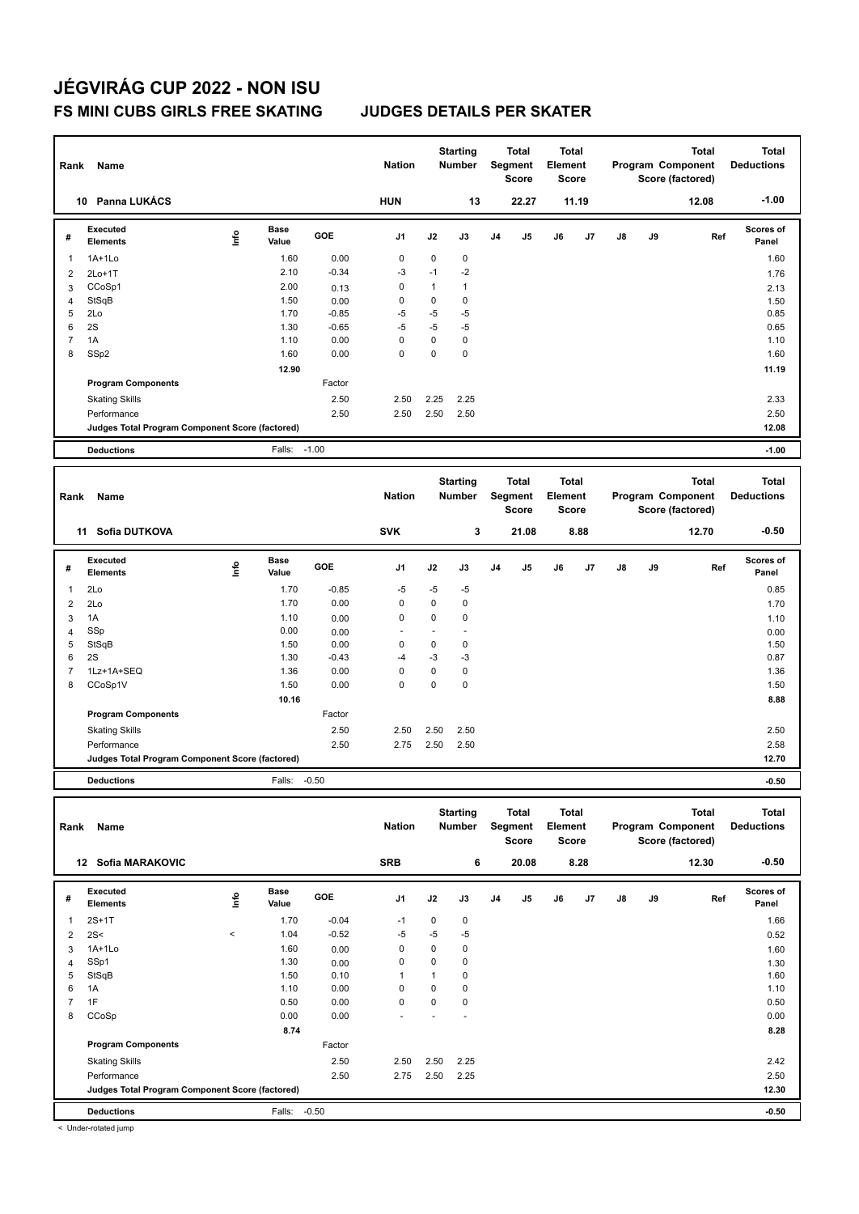# JÉGVIRÁG CUP 2022 - NON ISU

## FS MINI CUBS GIRLS FREE SKATING JUDGES DETAILS PER SKATER

| Rank | Name | Nation | Starting Number | Total Segment Score | Total Element Score | Total Program Component Score (factored) | Total Deductions |
|---|---|---|---|---|---|---|---|
| 10 | Panna LUKÁCS | HUN | 13 | 22.27 | 11.19 | 12.08 | -1.00 |

| # | Executed Elements | Info | Base Value | GOE | J1 | J2 | J3 | J4 | J5 | J6 | J7 | J8 | J9 | Ref | Scores of Panel |
|---|---|---|---|---|---|---|---|---|---|---|---|---|---|---|---|
| 1 | 1A+1Lo | | 1.60 | 0.00 | 0 | 0 | 0 | | | | | | | | 1.60 |
| 2 | 2Lo+1T | | 2.10 | -0.34 | -3 | -1 | -2 | | | | | | | | 1.76 |
| 3 | CCoSp1 | | 2.00 | 0.13 | 0 | 1 | 1 | | | | | | | | 2.13 |
| 4 | StSqB | | 1.50 | 0.00 | 0 | 0 | 0 | | | | | | | | 1.50 |
| 5 | 2Lo | | 1.70 | -0.85 | -5 | -5 | -5 | | | | | | | | 0.85 |
| 6 | 2S | | 1.30 | -0.65 | -5 | -5 | -5 | | | | | | | | 0.65 |
| 7 | 1A | | 1.10 | 0.00 | 0 | 0 | 0 | | | | | | | | 1.10 |
| 8 | SSp2 | | 1.60 | 0.00 | 0 | 0 | 0 | | | | | | | | 1.60 |
| | | | 12.90 | | | | | | | | | | | | 11.19 |
| | **Program Components** | | | Factor | | | | | | | | | | | |
| | Skating Skills | | | 2.50 | 2.50 | 2.25 | 2.25 | | | | | | | | 2.33 |
| | Performance | | | 2.50 | 2.50 | 2.50 | 2.50 | | | | | | | | 2.50 |
| | **Judges Total Program Component Score (factored)** | | | | | | | | | | | | | | 12.08 |
| | **Deductions** | | Falls: | -1.00 | | | | | | | | | | | -1.00 |

| Rank | Name | Nation | Starting Number | Total Segment Score | Total Element Score | Total Program Component Score (factored) | Total Deductions |
|---|---|---|---|---|---|---|---|
| 11 | Sofia DUTKOVA | SVK | 3 | 21.08 | 8.88 | 12.70 | -0.50 |

| # | Executed Elements | Info | Base Value | GOE | J1 | J2 | J3 | J4 | J5 | J6 | J7 | J8 | J9 | Ref | Scores of Panel |
|---|---|---|---|---|---|---|---|---|---|---|---|---|---|---|---|
| 1 | 2Lo | | 1.70 | -0.85 | -5 | -5 | -5 | | | | | | | | 0.85 |
| 2 | 2Lo | | 1.70 | 0.00 | 0 | 0 | 0 | | | | | | | | 1.70 |
| 3 | 1A | | 1.10 | 0.00 | 0 | 0 | 0 | | | | | | | | 1.10 |
| 4 | SSp | | 0.00 | 0.00 | - | - | - | | | | | | | | 0.00 |
| 5 | StSqB | | 1.50 | 0.00 | 0 | 0 | 0 | | | | | | | | 1.50 |
| 6 | 2S | | 1.30 | -0.43 | -4 | -3 | -3 | | | | | | | | 0.87 |
| 7 | 1Lz+1A+SEQ | | 1.36 | 0.00 | 0 | 0 | 0 | | | | | | | | 1.36 |
| 8 | CCoSp1V | | 1.50 | 0.00 | 0 | 0 | 0 | | | | | | | | 1.50 |
| | | | 10.16 | | | | | | | | | | | | 8.88 |
| | **Program Components** | | | Factor | | | | | | | | | | | |
| | Skating Skills | | | 2.50 | 2.50 | 2.50 | 2.50 | | | | | | | | 2.50 |
| | Performance | | | 2.50 | 2.75 | 2.50 | 2.50 | | | | | | | | 2.58 |
| | **Judges Total Program Component Score (factored)** | | | | | | | | | | | | | | 12.70 |
| | **Deductions** | | Falls: | -0.50 | | | | | | | | | | | -0.50 |

| Rank | Name | Nation | Starting Number | Total Segment Score | Total Element Score | Total Program Component Score (factored) | Total Deductions |
|---|---|---|---|---|---|---|---|
| 12 | Sofia MARAKOVIC | SRB | 6 | 20.08 | 8.28 | 12.30 | -0.50 |

| # | Executed Elements | Info | Base Value | GOE | J1 | J2 | J3 | J4 | J5 | J6 | J7 | J8 | J9 | Ref | Scores of Panel |
|---|---|---|---|---|---|---|---|---|---|---|---|---|---|---|---|
| 1 | 2S+1T | | 1.70 | -0.04 | -1 | 0 | 0 | | | | | | | | 1.66 |
| 2 | 2S< | < | 1.04 | -0.52 | -5 | -5 | -5 | | | | | | | | 0.52 |
| 3 | 1A+1Lo | | 1.60 | 0.00 | 0 | 0 | 0 | | | | | | | | 1.60 |
| 4 | SSp1 | | 1.30 | 0.00 | 0 | 0 | 0 | | | | | | | | 1.30 |
| 5 | StSqB | | 1.50 | 0.10 | 1 | 1 | 0 | | | | | | | | 1.60 |
| 6 | 1A | | 1.10 | 0.00 | 0 | 0 | 0 | | | | | | | | 1.10 |
| 7 | 1F | | 0.50 | 0.00 | 0 | 0 | 0 | | | | | | | | 0.50 |
| 8 | CCoSp | | 0.00 | 0.00 | - | - | - | | | | | | | | 0.00 |
| | | | 8.74 | | | | | | | | | | | | 8.28 |
| | **Program Components** | | | Factor | | | | | | | | | | | |
| | Skating Skills | | | 2.50 | 2.50 | 2.50 | 2.25 | | | | | | | | 2.42 |
| | Performance | | | 2.50 | 2.75 | 2.50 | 2.25 | | | | | | | | 2.50 |
| | **Judges Total Program Component Score (factored)** | | | | | | | | | | | | | | 12.30 |
| | **Deductions** | | Falls: | -0.50 | | | | | | | | | | | -0.50 |

< Under-rotated jump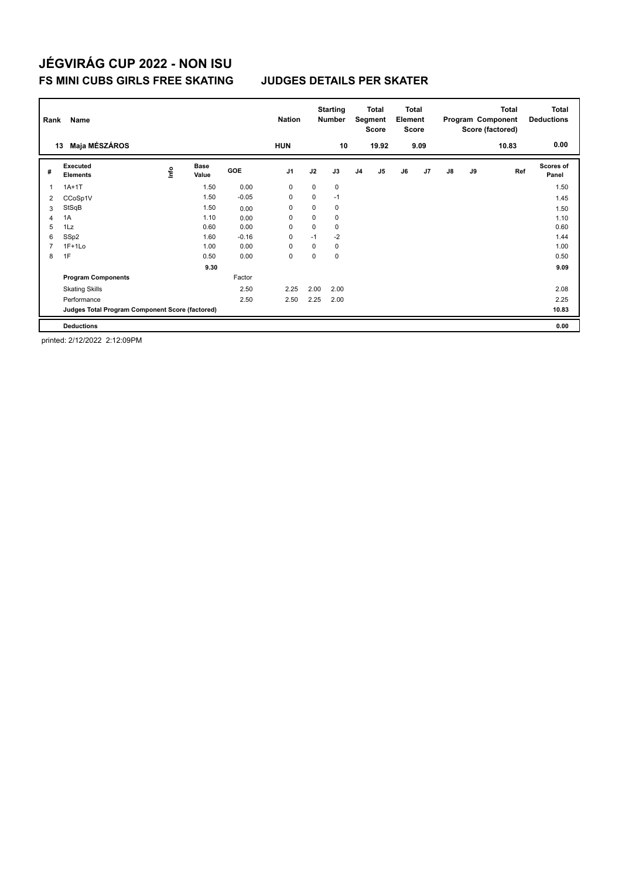# JÉGVIRÁG CUP 2022 - NON ISU

## FS MINI CUBS GIRLS FREE SKATING JUDGES DETAILS PER SKATER

| Rank | Name | Nation | Starting Number | Total Segment Score | Total Element Score | Total Program Component Score (factored) | Total Deductions |
|---|---|---|---|---|---|---|---|
| 13 | Maja MÉSZÁROS | HUN | 10 | 19.92 | 9.09 | 10.83 | 0.00 |

| # | Executed Elements | Info | Base Value | GOE | J1 | J2 | J3 | J4 | J5 | J6 | J7 | J8 | J9 | Ref | Scores of Panel |
|---|---|---|---|---|---|---|---|---|---|---|---|---|---|---|---|
| 1 | 1A+1T | | 1.50 | 0.00 | 0 | 0 | 0 | | | | | | | | 1.50 |
| 2 | CCoSp1V | | 1.50 | -0.05 | 0 | 0 | -1 | | | | | | | | 1.45 |
| 3 | StSqB | | 1.50 | 0.00 | 0 | 0 | 0 | | | | | | | | 1.50 |
| 4 | 1A | | 1.10 | 0.00 | 0 | 0 | 0 | | | | | | | | 1.10 |
| 5 | 1Lz | | 0.60 | 0.00 | 0 | 0 | 0 | | | | | | | | 0.60 |
| 6 | SSp2 | | 1.60 | -0.16 | 0 | -1 | -2 | | | | | | | | 1.44 |
| 7 | 1F+1Lo | | 1.00 | 0.00 | 0 | 0 | 0 | | | | | | | | 1.00 |
| 8 | 1F | | 0.50 | 0.00 | 0 | 0 | 0 | | | | | | | | 0.50 |
| | | | 9.30 | | | | | | | | | | | | 9.09 |
| | **Program Components** | | | Factor | | | | | | | | | | | |
| | Skating Skills | | | 2.50 | 2.25 | 2.00 | 2.00 | | | | | | | | 2.08 |
| | Performance | | | 2.50 | 2.50 | 2.25 | 2.00 | | | | | | | | 2.25 |
| | **Judges Total Program Component Score (factored)** | | | | | | | | | | | | | | 10.83 |
| | **Deductions** | | | | | | | | | | | | | | 0.00 |

printed: 2/12/2022 2:12:09PM